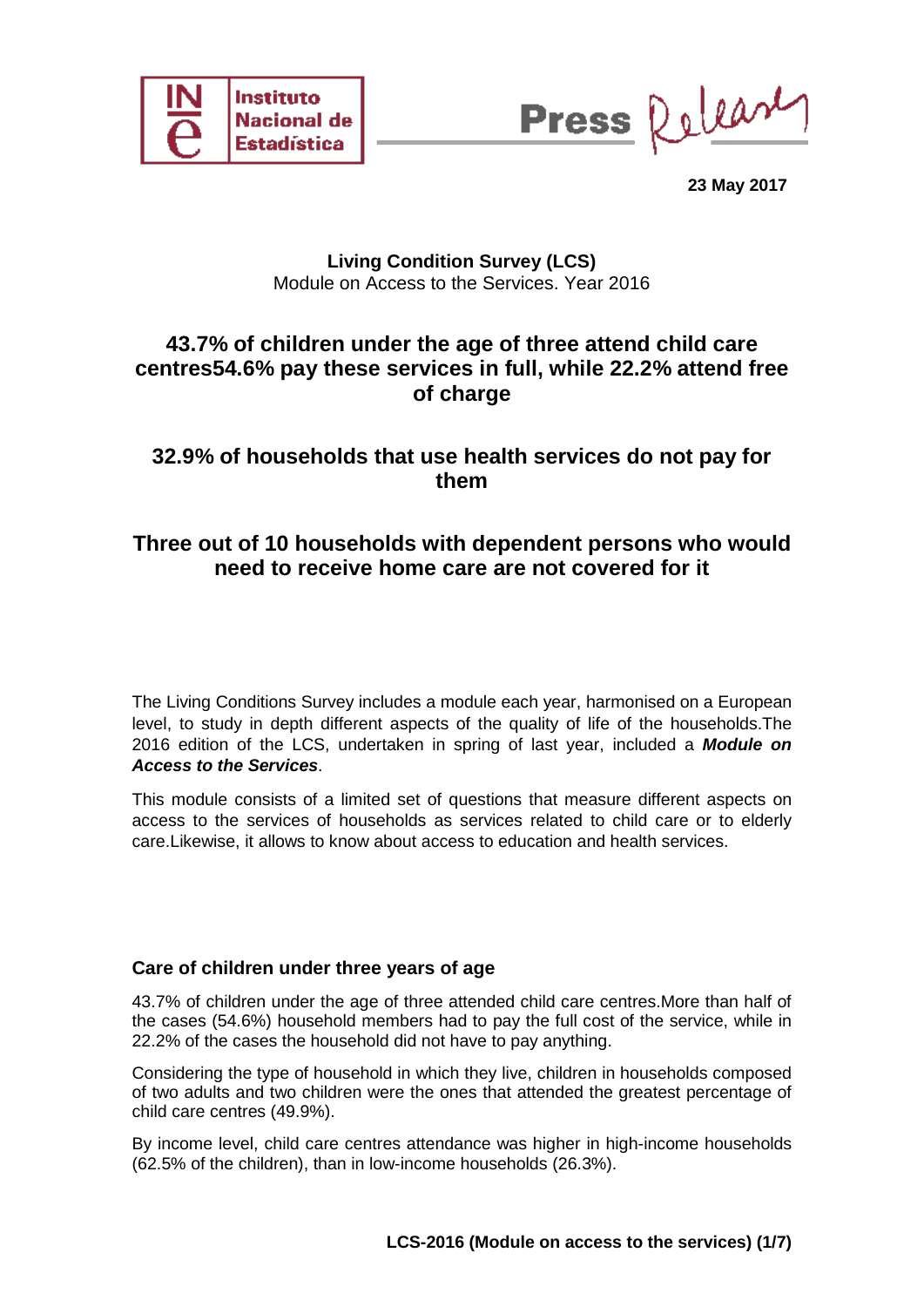Instituto Nacional de Estadística

Press Release

**23 May 2017**

**Living Condition Survey (LCS)**
Module on Access to the Services. Year 2016

## 43.7% of children under the age of three attend child care centres54.6% pay these services in full, while 22.2% attend free of charge

## 32.9% of households that use health services do not pay for them

## Three out of 10 households with dependent persons who would need to receive home care are not covered for it

The Living Conditions Survey includes a module each year, harmonised on a European level, to study in depth different aspects of the quality of life of the households.The 2016 edition of the LCS, undertaken in spring of last year, included a ***Module on Access to the Services***.

This module consists of a limited set of questions that measure different aspects on access to the services of households as services related to child care or to elderly care.Likewise, it allows to know about access to education and health services.

### Care of children under three years of age

43.7% of children under the age of three attended child care centres.More than half of the cases (54.6%) household members had to pay the full cost of the service, while in 22.2% of the cases the household did not have to pay anything.

Considering the type of household in which they live, children in households composed of two adults and two children were the ones that attended the greatest percentage of child care centres (49.9%).

By income level, child care centres attendance was higher in high-income households (62.5% of the children), than in low-income households (26.3%).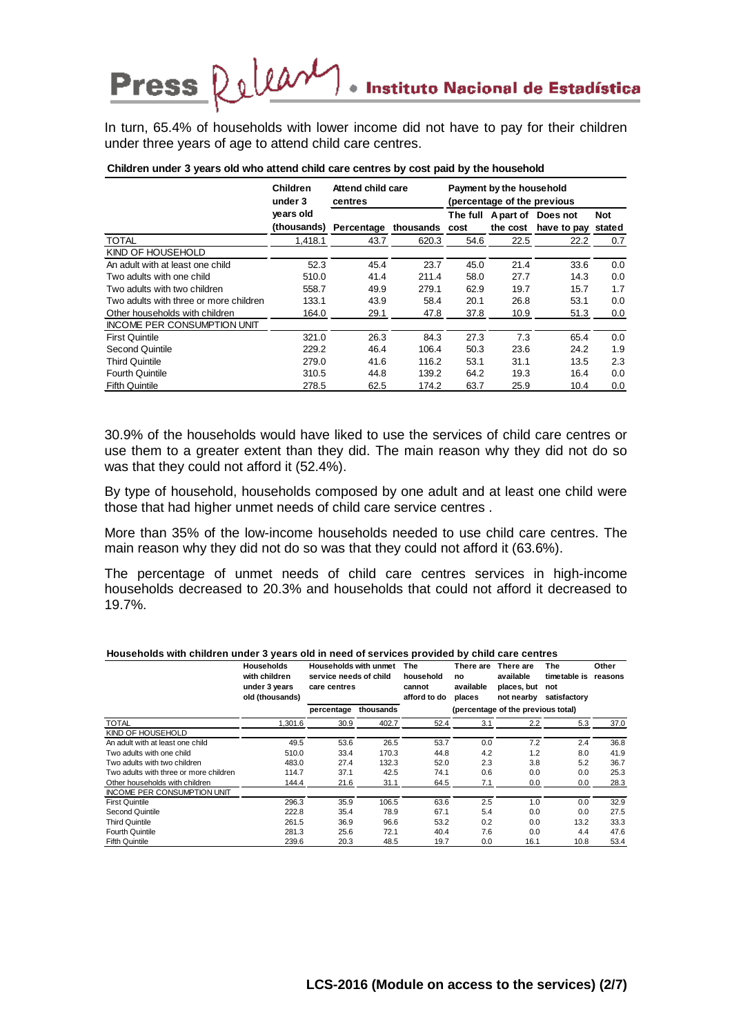In turn, 65.4% of households with lower income did not have to pay for their children under three years of age to attend child care centres.

**Children under 3 years old who attend child care centres by cost paid by the household**

| | Children under 3 years old (thousands) | Attend child care centres | | Payment by the household (percentage of the previous | | | |
|---|---|---|---|---|---|---|---|
| | | Percentage | thousands | The full cost | A part of the cost | Does not have to pay | Not stated |
| TOTAL | 1,418.1 | 43.7 | 620.3 | 54.6 | 22.5 | 22.2 | 0.7 |
| KIND OF HOUSEHOLD | | | | | | | |
| An adult with at least one child | 52.3 | 45.4 | 23.7 | 45.0 | 21.4 | 33.6 | 0.0 |
| Two adults with one child | 510.0 | 41.4 | 211.4 | 58.0 | 27.7 | 14.3 | 0.0 |
| Two adults with two children | 558.7 | 49.9 | 279.1 | 62.9 | 19.7 | 15.7 | 1.7 |
| Two adults with three or more children | 133.1 | 43.9 | 58.4 | 20.1 | 26.8 | 53.1 | 0.0 |
| Other households with children | 164.0 | 29.1 | 47.8 | 37.8 | 10.9 | 51.3 | 0.0 |
| INCOME PER CONSUMPTION UNIT | | | | | | | |
| First Quintile | 321.0 | 26.3 | 84.3 | 27.3 | 7.3 | 65.4 | 0.0 |
| Second Quintile | 229.2 | 46.4 | 106.4 | 50.3 | 23.6 | 24.2 | 1.9 |
| Third Quintile | 279.0 | 41.6 | 116.2 | 53.1 | 31.1 | 13.5 | 2.3 |
| Fourth Quintile | 310.5 | 44.8 | 139.2 | 64.2 | 19.3 | 16.4 | 0.0 |
| Fifth Quintile | 278.5 | 62.5 | 174.2 | 63.7 | 25.9 | 10.4 | 0.0 |

30.9% of the households would have liked to use the services of child care centres or use them to a greater extent than they did. The main reason why they did not do so was that they could not afford it (52.4%).

By type of household, households composed by one adult and at least one child were those that had higher unmet needs of child care service centres .

More than 35% of the low-income households needed to use child care centres. The main reason why they did not do so was that they could not afford it (63.6%).

The percentage of unmet needs of child care centres services in high-income households decreased to 20.3% and households that could not afford it decreased to 19.7%.

**Households with children under 3 years old in need of services provided by child care centres**

| | Households with children under 3 years old (thousands) | Households with unmet service needs of child care centres | | The household cannot afford to do | There are no available places | There are available places, but not nearby | The timetable is not satisfactory | Other reasons |
|---|---|---|---|---|---|---|---|---|
| | | percentage | thousands | (percentage of the previous total) | | | | |
| TOTAL | 1,301.6 | 30.9 | 402.7 | 52.4 | 3.1 | 2.2 | 5.3 | 37.0 |
| KIND OF HOUSEHOLD | | | | | | | | |
| An adult with at least one child | 49.5 | 53.6 | 26.5 | 53.7 | 0.0 | 7.2 | 2.4 | 36.8 |
| Two adults with one child | 510.0 | 33.4 | 170.3 | 44.8 | 4.2 | 1.2 | 8.0 | 41.9 |
| Two adults with two children | 483.0 | 27.4 | 132.3 | 52.0 | 2.3 | 3.8 | 5.2 | 36.7 |
| Two adults with three or more children | 114.7 | 37.1 | 42.5 | 74.1 | 0.6 | 0.0 | 0.0 | 25.3 |
| Other households with children | 144.4 | 21.6 | 31.1 | 64.5 | 7.1 | 0.0 | 0.0 | 28.3 |
| INCOME PER CONSUMPTION UNIT | | | | | | | | |
| First Quintile | 296.3 | 35.9 | 106.5 | 63.6 | 2.5 | 1.0 | 0.0 | 32.9 |
| Second Quintile | 222.8 | 35.4 | 78.9 | 67.1 | 5.4 | 0.0 | 0.0 | 27.5 |
| Third Quintile | 261.5 | 36.9 | 96.6 | 53.2 | 0.2 | 0.0 | 13.2 | 33.3 |
| Fourth Quintile | 281.3 | 25.6 | 72.1 | 40.4 | 7.6 | 0.0 | 4.4 | 47.6 |
| Fifth Quintile | 239.6 | 20.3 | 48.5 | 19.7 | 0.0 | 16.1 | 10.8 | 53.4 |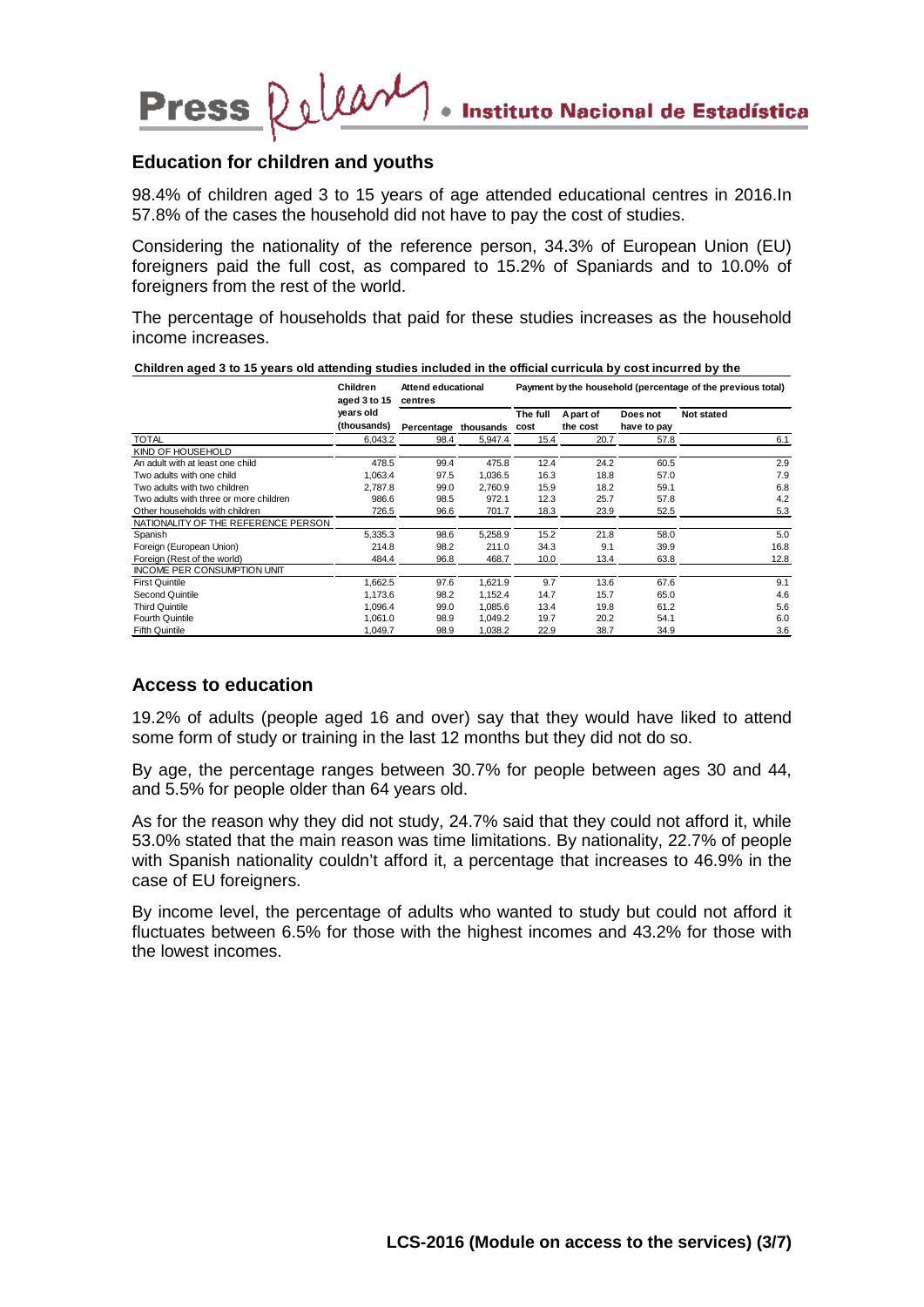## Education for children and youths

98.4% of children aged 3 to 15 years of age attended educational centres in 2016.In 57.8% of the cases the household did not have to pay the cost of studies.

Considering the nationality of the reference person, 34.3% of European Union (EU) foreigners paid the full cost, as compared to 15.2% of Spaniards and to 10.0% of foreigners from the rest of the world.

The percentage of households that paid for these studies increases as the household income increases.

**Children aged 3 to 15 years old attending studies included in the official curricula by cost incurred by the**

| | Children aged 3 to 15 years old (thousands) | Attend educational centres | | Payment by the household (percentage of the previous total) | | | |
|---|---|---|---|---|---|---|---|
| | | Percentage | thousands | The full cost | A part of the cost | Does not have to pay | Not stated |
| TOTAL | 6,043.2 | 98.4 | 5,947.4 | 15.4 | 20.7 | 57.8 | 6.1 |
| KIND OF HOUSEHOLD | | | | | | | |
| An adult with at least one child | 478.5 | 99.4 | 475.8 | 12.4 | 24.2 | 60.5 | 2.9 |
| Two adults with one child | 1,063.4 | 97.5 | 1,036.5 | 16.3 | 18.8 | 57.0 | 7.9 |
| Two adults with two children | 2,787.8 | 99.0 | 2,760.9 | 15.9 | 18.2 | 59.1 | 6.8 |
| Two adults with three or more children | 986.6 | 98.5 | 972.1 | 12.3 | 25.7 | 57.8 | 4.2 |
| Other households with children | 726.5 | 96.6 | 701.7 | 18.3 | 23.9 | 52.5 | 5.3 |
| NATIONALITY OF THE REFERENCE PERSON | | | | | | | |
| Spanish | 5,335.3 | 98.6 | 5,258.9 | 15.2 | 21.8 | 58.0 | 5.0 |
| Foreign (European Union) | 214.8 | 98.2 | 211.0 | 34.3 | 9.1 | 39.9 | 16.8 |
| Foreign (Rest of the world) | 484.4 | 96.8 | 468.7 | 10.0 | 13.4 | 63.8 | 12.8 |
| INCOME PER CONSUMPTION UNIT | | | | | | | |
| First Quintile | 1,662.5 | 97.6 | 1,621.9 | 9.7 | 13.6 | 67.6 | 9.1 |
| Second Quintile | 1,173.6 | 98.2 | 1,152.4 | 14.7 | 15.7 | 65.0 | 4.6 |
| Third Quintile | 1,096.4 | 99.0 | 1,085.6 | 13.4 | 19.8 | 61.2 | 5.6 |
| Fourth Quintile | 1,061.0 | 98.9 | 1,049.2 | 19.7 | 20.2 | 54.1 | 6.0 |
| Fifth Quintile | 1,049.7 | 98.9 | 1,038.2 | 22.9 | 38.7 | 34.9 | 3.6 |

## Access to education

19.2% of adults (people aged 16 and over) say that they would have liked to attend some form of study or training in the last 12 months but they did not do so.

By age, the percentage ranges between 30.7% for people between ages 30 and 44, and 5.5% for people older than 64 years old.

As for the reason why they did not study, 24.7% said that they could not afford it, while 53.0% stated that the main reason was time limitations. By nationality, 22.7% of people with Spanish nationality couldn't afford it, a percentage that increases to 46.9% in the case of EU foreigners.

By income level, the percentage of adults who wanted to study but could not afford it fluctuates between 6.5% for those with the highest incomes and 43.2% for those with the lowest incomes.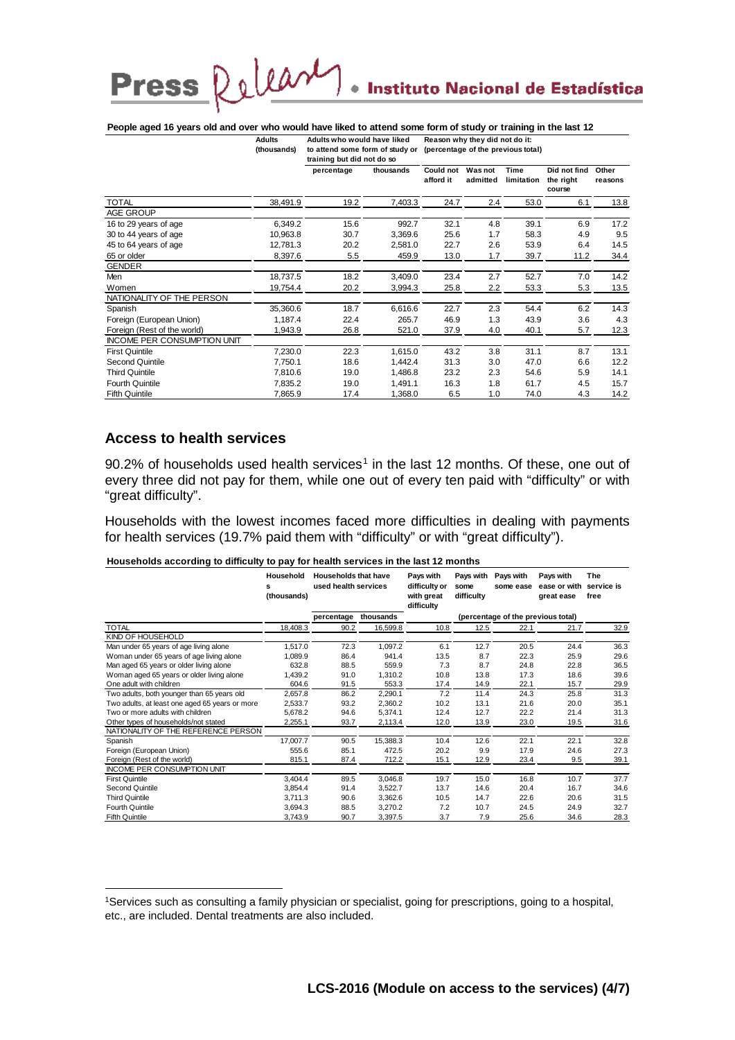**People aged 16 years old and over who would have liked to attend some form of study or training in the last 12**

| | Adults (thousands) | Adults who would have liked to attend some form of study or training but did not do so | | Reason why they did not do it: (percentage of the previous total) | | | | |
|---|---|---|---|---|---|---|---|---|
| | | percentage | thousands | Could not afford it | Was not admitted | Time limitation | Did not find the right course | Other reasons |
| TOTAL | 38,491.9 | 19.2 | 7,403.3 | 24.7 | 2.4 | 53.0 | 6.1 | 13.8 |
| AGE GROUP | | | | | | | | |
| 16 to 29 years of age | 6,349.2 | 15.6 | 992.7 | 32.1 | 4.8 | 39.1 | 6.9 | 17.2 |
| 30 to 44 years of age | 10,963.8 | 30.7 | 3,369.6 | 25.6 | 1.7 | 58.3 | 4.9 | 9.5 |
| 45 to 64 years of age | 12,781.3 | 20.2 | 2,581.0 | 22.7 | 2.6 | 53.9 | 6.4 | 14.5 |
| 65 or older | 8,397.6 | 5.5 | 459.9 | 13.0 | 1.7 | 39.7 | 11.2 | 34.4 |
| GENDER | | | | | | | | |
| Men | 18,737.5 | 18.2 | 3,409.0 | 23.4 | 2.7 | 52.7 | 7.0 | 14.2 |
| Women | 19,754.4 | 20.2 | 3,994.3 | 25.8 | 2.2 | 53.3 | 5.3 | 13.5 |
| NATIONALITY OF THE PERSON | | | | | | | | |
| Spanish | 35,360.6 | 18.7 | 6,616.6 | 22.7 | 2.3 | 54.4 | 6.2 | 14.3 |
| Foreign (European Union) | 1,187.4 | 22.4 | 265.7 | 46.9 | 1.3 | 43.9 | 3.6 | 4.3 |
| Foreign (Rest of the world) | 1,943.9 | 26.8 | 521.0 | 37.9 | 4.0 | 40.1 | 5.7 | 12.3 |
| INCOME PER CONSUMPTION UNIT | | | | | | | | |
| First Quintile | 7,230.0 | 22.3 | 1,615.0 | 43.2 | 3.8 | 31.1 | 8.7 | 13.1 |
| Second Quintile | 7,750.1 | 18.6 | 1,442.4 | 31.3 | 3.0 | 47.0 | 6.6 | 12.2 |
| Third Quintile | 7,810.6 | 19.0 | 1,486.8 | 23.2 | 2.3 | 54.6 | 5.9 | 14.1 |
| Fourth Quintile | 7,835.2 | 19.0 | 1,491.1 | 16.3 | 1.8 | 61.7 | 4.5 | 15.7 |
| Fifth Quintile | 7,865.9 | 17.4 | 1,368.0 | 6.5 | 1.0 | 74.0 | 4.3 | 14.2 |

## Access to health services

90.2% of households used health services[1] in the last 12 months. Of these, one out of every three did not pay for them, while one out of every ten paid with "difficulty" or with "great difficulty".

Households with the lowest incomes faced more difficulties in dealing with payments for health services (19.7% paid them with "difficulty" or with "great difficulty").

**Households according to difficulty to pay for health services in the last 12 months**

| | Households (thousands) | Households that have used health services | | Pays with difficulty or with great difficulty | Pays with some difficulty | Pays with some ease | Pays with ease or with great ease | The service is free |
|---|---|---|---|---|---|---|---|---|
| | | percentage | thousands | (percentage of the previous total) | | | | |
| TOTAL | 18,408.3 | 90.2 | 16,599.8 | 10.8 | 12.5 | 22.1 | 21.7 | 32.9 |
| KIND OF HOUSEHOLD | | | | | | | | |
| Man under 65 years of age living alone | 1,517.0 | 72.3 | 1,097.2 | 6.1 | 12.7 | 20.5 | 24.4 | 36.3 |
| Woman under 65 years of age living alone | 1,089.9 | 86.4 | 941.4 | 13.5 | 8.7 | 22.3 | 25.9 | 29.6 |
| Man aged 65 years or older living alone | 632.8 | 88.5 | 559.9 | 7.3 | 8.7 | 24.8 | 22.8 | 36.5 |
| Woman aged 65 years or older living alone | 1,439.2 | 91.0 | 1,310.2 | 10.8 | 13.8 | 17.3 | 18.6 | 39.6 |
| One adult with children | 604.6 | 91.5 | 553.3 | 17.4 | 14.9 | 22.1 | 15.7 | 29.9 |
| Two adults, both younger than 65 years old | 2,657.8 | 86.2 | 2,290.1 | 7.2 | 11.4 | 24.3 | 25.8 | 31.3 |
| Two adults, at least one aged 65 years or more | 2,533.7 | 93.2 | 2,360.2 | 10.2 | 13.1 | 21.6 | 20.0 | 35.1 |
| Two or more adults with children | 5,678.2 | 94.6 | 5,374.1 | 12.4 | 12.7 | 22.2 | 21.4 | 31.3 |
| Other types of households/not stated | 2,255.1 | 93.7 | 2,113.4 | 12.0 | 13.9 | 23.0 | 19.5 | 31.6 |
| NATIONALITY OF THE REFERENCE PERSON | | | | | | | | |
| Spanish | 17,007.7 | 90.5 | 15,388.3 | 10.4 | 12.6 | 22.1 | 22.1 | 32.8 |
| Foreign (European Union) | 555.6 | 85.1 | 472.5 | 20.2 | 9.9 | 17.9 | 24.6 | 27.3 |
| Foreign (Rest of the world) | 815.1 | 87.4 | 712.2 | 15.1 | 12.9 | 23.4 | 9.5 | 39.1 |
| INCOME PER CONSUMPTION UNIT | | | | | | | | |
| First Quintile | 3,404.4 | 89.5 | 3,046.8 | 19.7 | 15.0 | 16.8 | 10.7 | 37.7 |
| Second Quintile | 3,854.4 | 91.4 | 3,522.7 | 13.7 | 14.6 | 20.4 | 16.7 | 34.6 |
| Third Quintile | 3,711.3 | 90.6 | 3,362.6 | 10.5 | 14.7 | 22.6 | 20.6 | 31.5 |
| Fourth Quintile | 3,694.3 | 88.5 | 3,270.2 | 7.2 | 10.7 | 24.5 | 24.9 | 32.7 |
| Fifth Quintile | 3,743.9 | 90.7 | 3,397.5 | 3.7 | 7.9 | 25.6 | 34.6 | 28.3 |

[1] Services such as consulting a family physician or specialist, going for prescriptions, going to a hospital, etc., are included. Dental treatments are also included.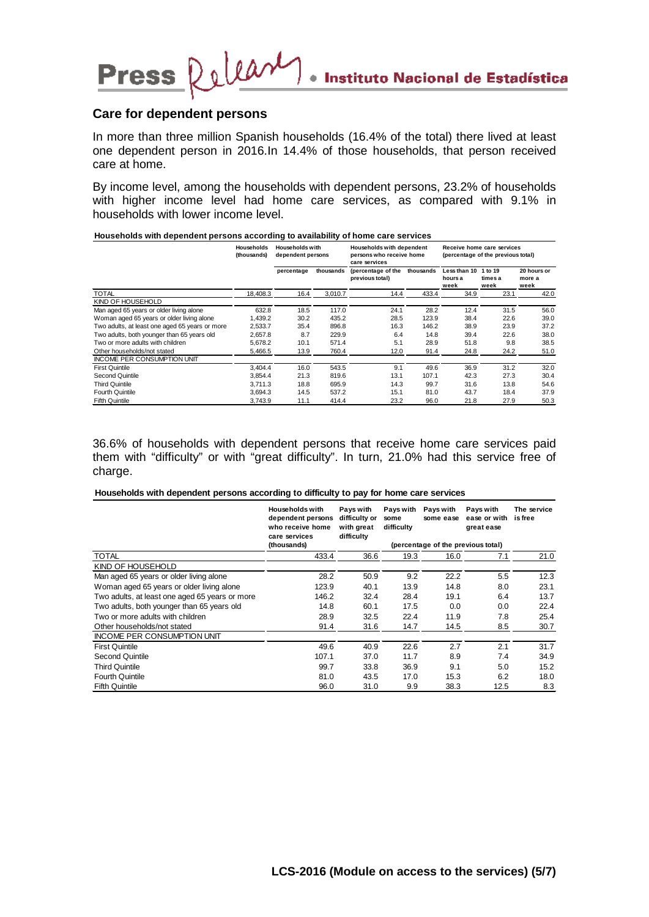## Care for dependent persons

In more than three million Spanish households (16.4% of the total) there lived at least one dependent person in 2016.In 14.4% of those households, that person received care at home.

By income level, among the households with dependent persons, 23.2% of households with higher income level had home care services, as compared with 9.1% in households with lower income level.

**Households with dependent persons according to availability of home care services**

| | Households (thousands) | Households with dependent persons | | Households with dependent persons who receive home care services | | Receive home care services (percentage of the previous total) | | |
|---|---|---|---|---|---|---|---|---|
| | | percentage | thousands | (percentage of the previous total) | thousands | Less than 10 hours a week | 1 to 19 times a week | 20 hours or more a week |
| TOTAL | 18,408.3 | 16.4 | 3,010.7 | 14.4 | 433.4 | 34.9 | 23.1 | 42.0 |
| KIND OF HOUSEHOLD | | | | | | | | |
| Man aged 65 years or older living alone | 632.8 | 18.5 | 117.0 | 24.1 | 28.2 | 12.4 | 31.5 | 56.0 |
| Woman aged 65 years or older living alone | 1,439.2 | 30.2 | 435.2 | 28.5 | 123.9 | 38.4 | 22.6 | 39.0 |
| Two adults, at least one aged 65 years or more | 2,533.7 | 35.4 | 896.8 | 16.3 | 146.2 | 38.9 | 23.9 | 37.2 |
| Two adults, both younger than 65 years old | 2,657.8 | 8.7 | 229.9 | 6.4 | 14.8 | 39.4 | 22.6 | 38.0 |
| Two or more adults with children | 5,678.2 | 10.1 | 571.4 | 5.1 | 28.9 | 51.8 | 9.8 | 38.5 |
| Other households/not stated | 5,466.5 | 13.9 | 760.4 | 12.0 | 91.4 | 24.8 | 24.2 | 51.0 |
| INCOME PER CONSUMPTION UNIT | | | | | | | | |
| First Quintile | 3,404.4 | 16.0 | 543.5 | 9.1 | 49.6 | 36.9 | 31.2 | 32.0 |
| Second Quintile | 3,854.4 | 21.3 | 819.6 | 13.1 | 107.1 | 42.3 | 27.3 | 30.4 |
| Third Quintile | 3,711.3 | 18.8 | 695.9 | 14.3 | 99.7 | 31.6 | 13.8 | 54.6 |
| Fourth Quintile | 3,694.3 | 14.5 | 537.2 | 15.1 | 81.0 | 43.7 | 18.4 | 37.9 |
| Fifth Quintile | 3,743.9 | 11.1 | 414.4 | 23.2 | 96.0 | 21.8 | 27.9 | 50.3 |

36.6% of households with dependent persons that receive home care services paid them with "difficulty" or with "great difficulty". In turn, 21.0% had this service free of charge.

**Households with dependent persons according to difficulty to pay for home care services**

| | Households with dependent persons who receive home care services (thousands) | Pays with difficulty or with great difficulty | Pays with some difficulty | Pays with some ease | Pays with ease or with great ease | The service is free |
|---|---|---|---|---|---|---|
| | | (percentage of the previous total) | | | | |
| TOTAL | 433.4 | 36.6 | 19.3 | 16.0 | 7.1 | 21.0 |
| KIND OF HOUSEHOLD | | | | | | |
| Man aged 65 years or older living alone | 28.2 | 50.9 | 9.2 | 22.2 | 5.5 | 12.3 |
| Woman aged 65 years or older living alone | 123.9 | 40.1 | 13.9 | 14.8 | 8.0 | 23.1 |
| Two adults, at least one aged 65 years or more | 146.2 | 32.4 | 28.4 | 19.1 | 6.4 | 13.7 |
| Two adults, both younger than 65 years old | 14.8 | 60.1 | 17.5 | 0.0 | 0.0 | 22.4 |
| Two or more adults with children | 28.9 | 32.5 | 22.4 | 11.9 | 7.8 | 25.4 |
| Other households/not stated | 91.4 | 31.6 | 14.7 | 14.5 | 8.5 | 30.7 |
| INCOME PER CONSUMPTION UNIT | | | | | | |
| First Quintile | 49.6 | 40.9 | 22.6 | 2.7 | 2.1 | 31.7 |
| Second Quintile | 107.1 | 37.0 | 11.7 | 8.9 | 7.4 | 34.9 |
| Third Quintile | 99.7 | 33.8 | 36.9 | 9.1 | 5.0 | 15.2 |
| Fourth Quintile | 81.0 | 43.5 | 17.0 | 15.3 | 6.2 | 18.0 |
| Fifth Quintile | 96.0 | 31.0 | 9.9 | 38.3 | 12.5 | 8.3 |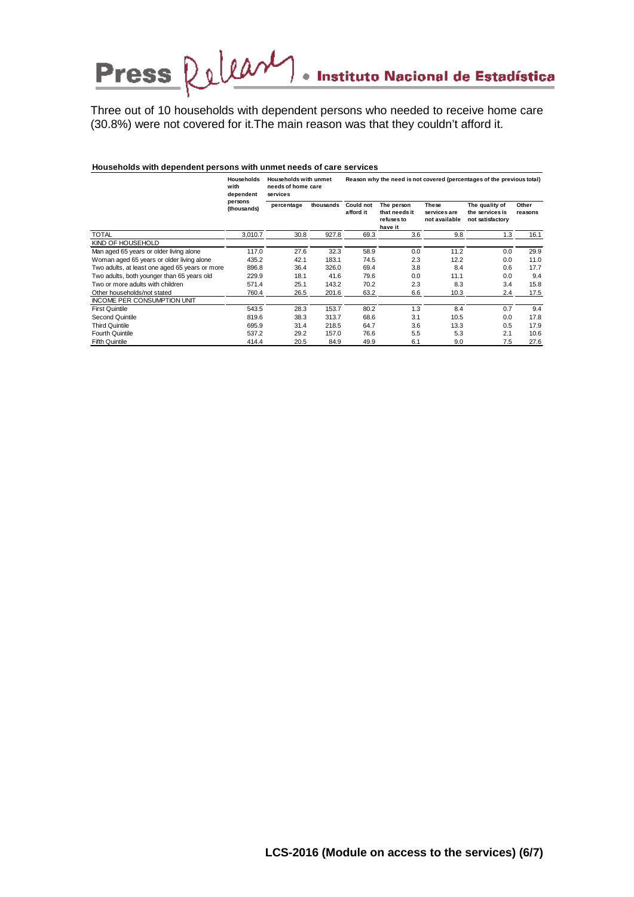Three out of 10 households with dependent persons who needed to receive home care (30.8%) were not covered for it.The main reason was that they couldn't afford it.

**Households with dependent persons with unmet needs of care services**

| | Households with dependent persons (thousands) | Households with unmet needs of home care services | | Reason why the need is not covered (percentages of the previous total) | | | | |
|---|---|---|---|---|---|---|---|---|
| | | percentage | thousands | Could not afford it | The person that needs it refuses to have it | These services are not available | The quality of the services is not satisfactory | Other reasons |
| TOTAL | 3,010.7 | 30.8 | 927.8 | 69.3 | 3.6 | 9.8 | 1.3 | 16.1 |
| KIND OF HOUSEHOLD | | | | | | | | |
| Man aged 65 years or older living alone | 117.0 | 27.6 | 32.3 | 58.9 | 0.0 | 11.2 | 0.0 | 29.9 |
| Woman aged 65 years or older living alone | 435.2 | 42.1 | 183.1 | 74.5 | 2.3 | 12.2 | 0.0 | 11.0 |
| Two adults, at least one aged 65 years or more | 896.8 | 36.4 | 326.0 | 69.4 | 3.8 | 8.4 | 0.6 | 17.7 |
| Two adults, both younger than 65 years old | 229.9 | 18.1 | 41.6 | 79.6 | 0.0 | 11.1 | 0.0 | 9.4 |
| Two or more adults with children | 571.4 | 25.1 | 143.2 | 70.2 | 2.3 | 8.3 | 3.4 | 15.8 |
| Other households/not stated | 760.4 | 26.5 | 201.6 | 63.2 | 6.6 | 10.3 | 2.4 | 17.5 |
| INCOME PER CONSUMPTION UNIT | | | | | | | | |
| First Quintile | 543.5 | 28.3 | 153.7 | 80.2 | 1.3 | 8.4 | 0.7 | 9.4 |
| Second Quintile | 819.6 | 38.3 | 313.7 | 68.6 | 3.1 | 10.5 | 0.0 | 17.8 |
| Third Quintile | 695.9 | 31.4 | 218.5 | 64.7 | 3.6 | 13.3 | 0.5 | 17.9 |
| Fourth Quintile | 537.2 | 29.2 | 157.0 | 76.6 | 5.5 | 5.3 | 2.1 | 10.6 |
| Fifth Quintile | 414.4 | 20.5 | 84.9 | 49.9 | 6.1 | 9.0 | 7.5 | 27.6 |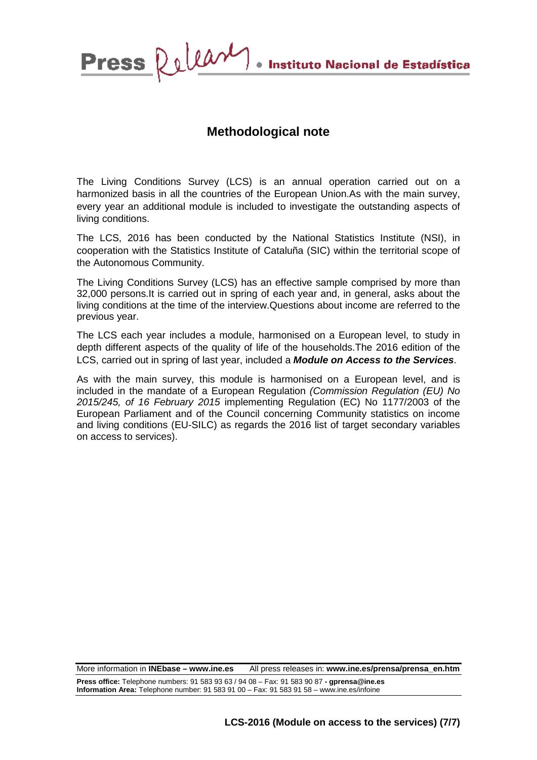## Methodological note

The Living Conditions Survey (LCS) is an annual operation carried out on a harmonized basis in all the countries of the European Union.As with the main survey, every year an additional module is included to investigate the outstanding aspects of living conditions.

The LCS, 2016 has been conducted by the National Statistics Institute (NSI), in cooperation with the Statistics Institute of Cataluña (SIC) within the territorial scope of the Autonomous Community.

The Living Conditions Survey (LCS) has an effective sample comprised by more than 32,000 persons.It is carried out in spring of each year and, in general, asks about the living conditions at the time of the interview.Questions about income are referred to the previous year.

The LCS each year includes a module, harmonised on a European level, to study in depth different aspects of the quality of life of the households.The 2016 edition of the LCS, carried out in spring of last year, included a ***Module on Access to the Services***.

As with the main survey, this module is harmonised on a European level, and is included in the mandate of a European Regulation *(Commission Regulation (EU) No 2015/245, of 16 February 2015* implementing Regulation (EC) No 1177/2003 of the European Parliament and of the Council concerning Community statistics on income and living conditions (EU-SILC) as regards the 2016 list of target secondary variables on access to services).